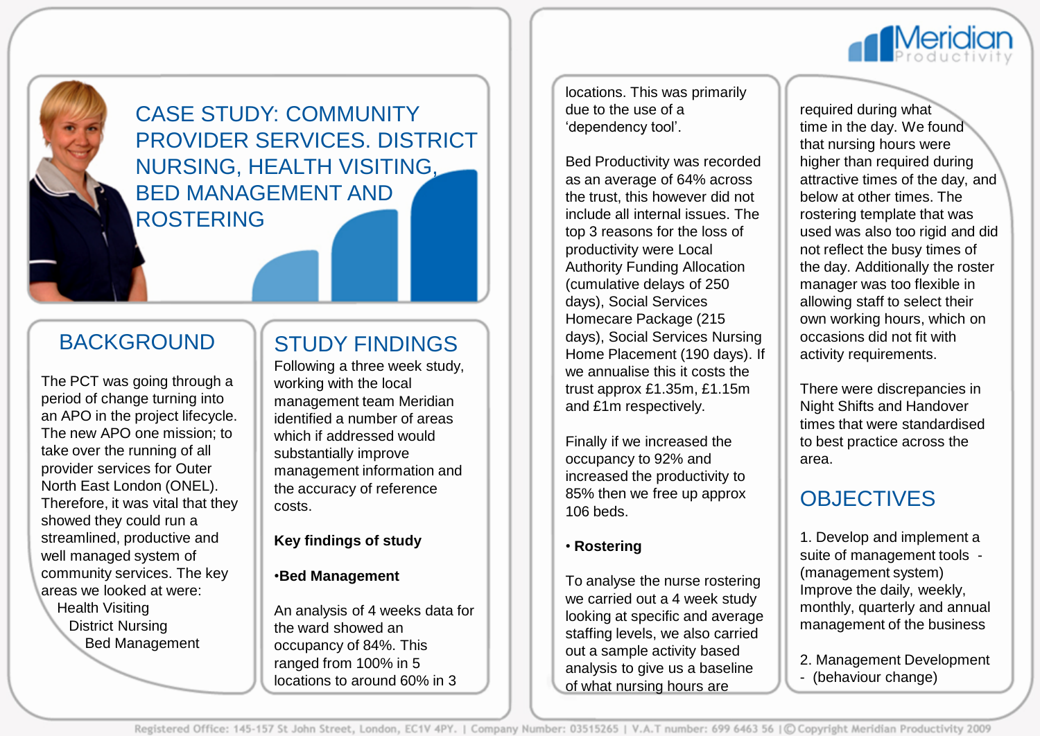# CASE STUDY: COMMUNITY PROVIDER SERVICES. DISTRICT NURSING, HEALTH VISITING, BED MANAGEMENT AND ROSTERING

## BACKGROUND

The PCT was going through a period of change turning into an APO in the project lifecycle. The new APO one mission; to take over the running of all provider services for Outer North East London (ONEL). Therefore, it was vital that they showed they could run a streamlined, productive and well managed system of community services. The key areas we looked at were:

- Health Visiting
- District Nursing
- Bed Management

## STUDY FINDINGS

Following a three week study, working with the local management team Meridian identified a number of areas which if addressed would substantially improve management information and the accuracy of reference costs.

**Key findings of study**

**•Bed Management**

An analysis of 4 weeks data for the ward showed an occupancy of 84%. This ranged from 100% in 5 locations to around 60% in 3 locations. This was primarily due to the use of a 'dependency tool'.

Bed Productivity was recorded as an average of 64% across the trust, this however did not include all internal issues. The top 3 reasons for the loss of productivity were Local Authority Funding Allocation (cumulative delays of 250 days), Social Services Homecare Package (215 days), Social Services Nursing Home Placement (190 days). If we annualise this it costs the trust approx £1.35m, £1.15m and £1m respectively.

Finally if we increased the occupancy to 92% and increased the productivity to 85% then we free up approx 106 beds.

**• Rostering**

To analyse the nurse rostering we carried out a 4 week study looking at specific and average staffing levels, we also carried out a sample activity based analysis to give us a baseline of what nursing hours are required during what time in the day. We found that nursing hours were higher than required during attractive times of the day, and below at other times. The rostering template that was used was also too rigid and did not reflect the busy times of the day. Additionally the roster manager was too flexible in allowing staff to select their own working hours, which on occasions did not fit with activity requirements.

There were discrepancies in Night Shifts and Handover times that were standardised to best practice across the area.

## OBJECTIVES

1. Develop and implement a suite of management tools - (management system) Improve the daily, weekly, monthly, quarterly and annual management of the business

2. Management Development - (behaviour change)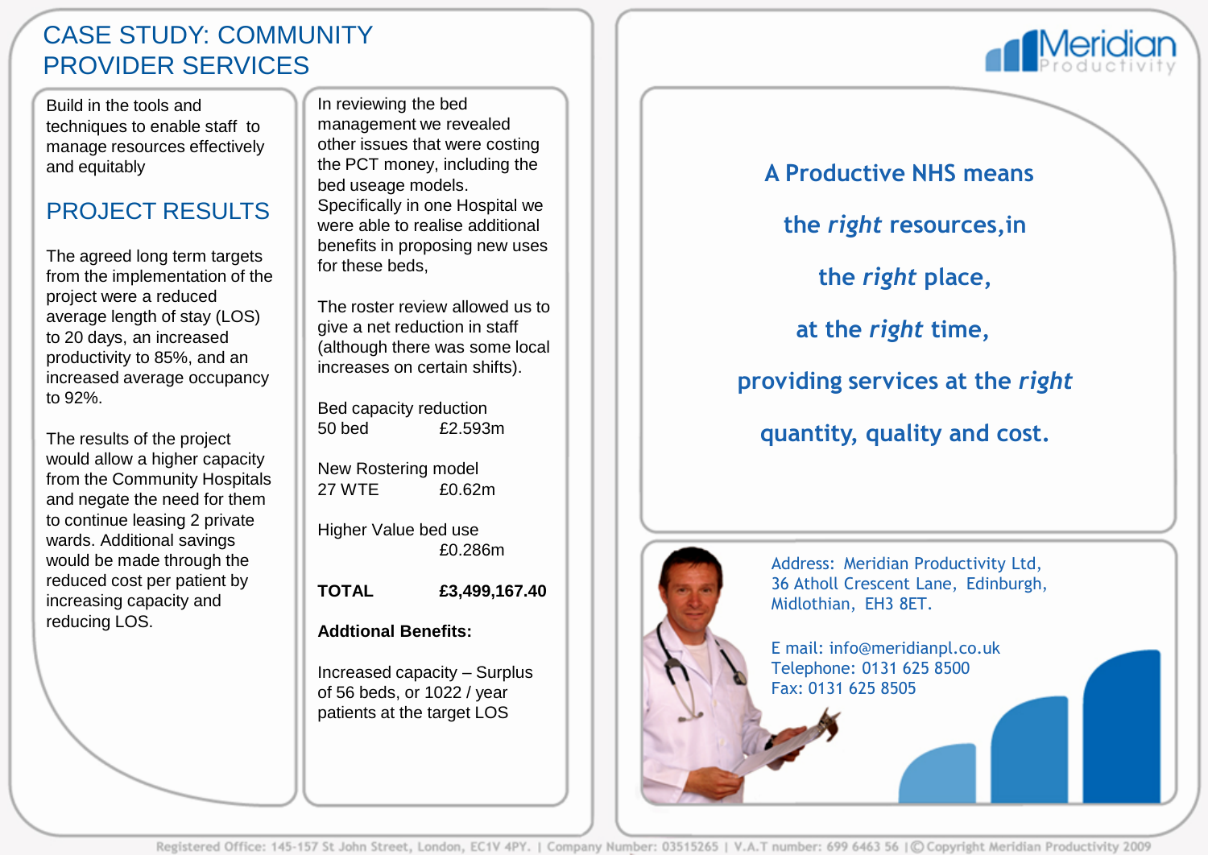# CASE STUDY: COMMUNITY PROVIDER SERVICES

Build in the tools and techniques to enable staff to manage resources effectively and equitably

## PROJECT RESULTS

The agreed long term targets from the implementation of the project were a reduced average length of stay (LOS) to 20 days, an increased productivity to 85%, and an increased average occupancy to 92%.

The results of the project would allow a higher capacity from the Community Hospitals and negate the need for them to continue leasing 2 private wards. Additional savings would be made through the reduced cost per patient by increasing capacity and reducing LOS.

In reviewing the bed management we revealed other issues that were costing the PCT money, including the bed useage models. Specifically in one Hospital we were able to realise additional benefits in proposing new uses for these beds,

The roster review allowed us to give a net reduction in staff (although there was some local increases on certain shifts).

| | |
|---|---|
| Bed capacity reduction | |
| 50 bed | £2.593m |
| New Rostering model | |
| 27 WTE | £0.62m |
| Higher Value bed use | |
| | £0.286m |
| **TOTAL** | **£3,499,167.40** |

**Addtional Benefits:**

Increased capacity – Surplus of 56 beds, or 1022 / year patients at the target LOS

Meridian Productivity

**A Productive NHS means the *right* resources,in the *right* place, at the *right* time, providing services at the *right* quantity, quality and cost.**

Address: Meridian Productivity Ltd, 36 Atholl Crescent Lane, Edinburgh, Midlothian, EH3 8ET.

E mail: info@meridianpl.co.uk
Telephone: 0131 625 8500
Fax: 0131 625 8505

Registered Office: 145-157 St John Street, London, EC1V 4PY. | Company Number: 03515265 | V.A.T number: 699 6463 56 | © Copyright Meridian Productivity 2009